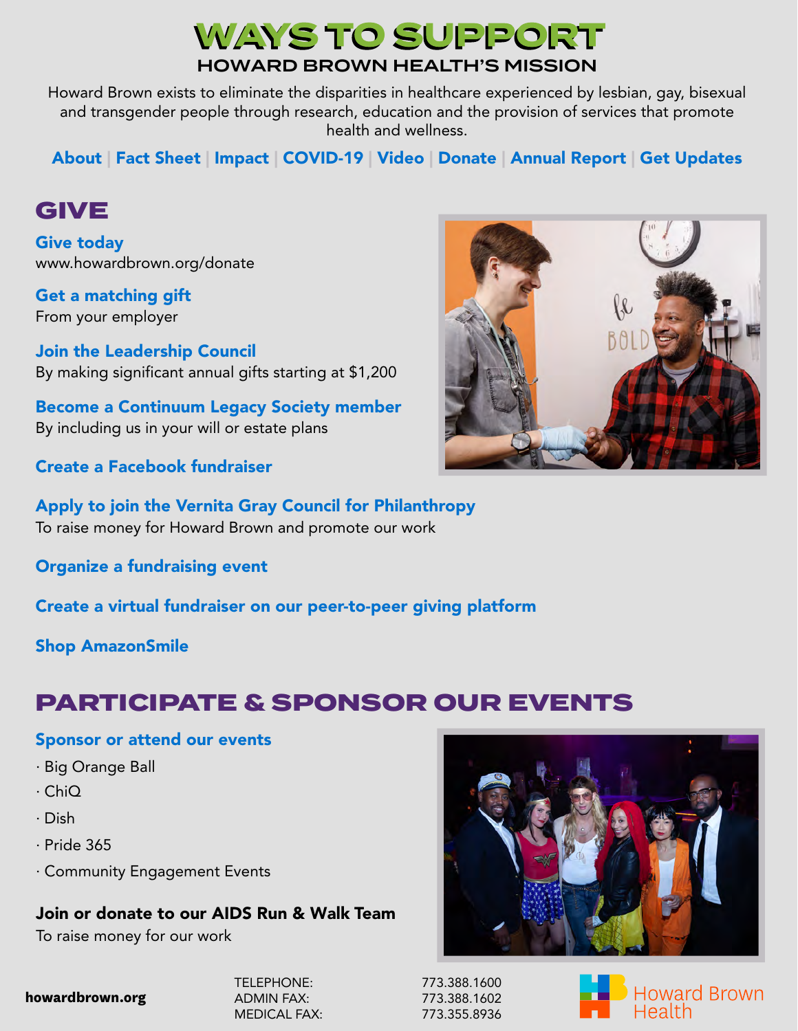# WAYS TO SUPPORT

## HOWARD BROWN HEALTH'S MISSION

Howard Brown exists to eliminate the disparities in healthcare experienced by lesbian, gay, bisexual and transgender people through research, education and the provision of services that promote health and wellness.

**About** | **Fact Sheet** | **Impact** | **COVID-19** | **Video** | **Donate** | **Annual Report** | **Get Updates**

## GIVE

**Give today**
www.howardbrown.org/donate

**Get a matching gift**
From your employer

**Join the Leadership Council**
By making significant annual gifts starting at $1,200

**Become a Continuum Legacy Society member**
By including us in your will or estate plans

**Create a Facebook fundraiser**

**Apply to join the Vernita Gray Council for Philanthropy**
To raise money for Howard Brown and promote our work

**Organize a fundraising event**

**Create a virtual fundraiser on our peer-to-peer giving platform**

**Shop AmazonSmile**

## PARTICIPATE & SPONSOR OUR EVENTS

**Sponsor or attend our events**

· Big Orange Ball
· ChiQ
· Dish
· Pride 365
· Community Engagement Events

**Join or donate to our AIDS Run & Walk Team**
To raise money for our work

**howardbrown.org**

TELEPHONE: 773.388.1600
ADMIN FAX: 773.388.1602
MEDICAL FAX: 773.355.8936

Howard Brown Health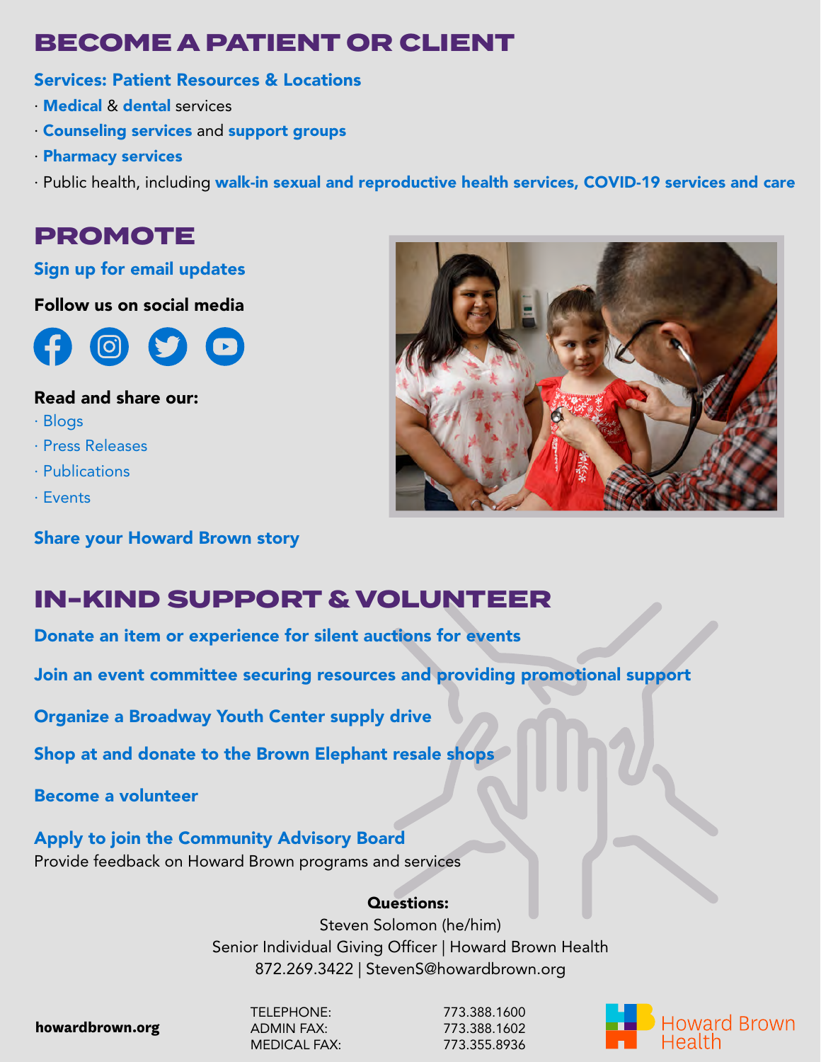## BECOME A PATIENT OR CLIENT

**Services: Patient Resources & Locations**

- **Medical** & **dental** services
- **Counseling services** and **support groups**
- **Pharmacy services**
- Public health, including **walk-in sexual and reproductive health services, COVID-19 services and care**

## PROMOTE

**Sign up for email updates**

**Follow us on social media**

**Read and share our:**

- Blogs
- Press Releases
- Publications
- Events

**Share your Howard Brown story**

## IN-KIND SUPPORT & VOLUNTEER

**Donate an item or experience for silent auctions for events**

**Join an event committee securing resources and providing promotional support**

**Organize a Broadway Youth Center supply drive**

**Shop at and donate to the Brown Elephant resale shops**

**Become a volunteer**

**Apply to join the Community Advisory Board**
Provide feedback on Howard Brown programs and services

**Questions:**
Steven Solomon (he/him)
Senior Individual Giving Officer | Howard Brown Health
872.269.3422 | StevenS@howardbrown.org

**howardbrown.org**

TELEPHONE: 773.388.1600
ADMIN FAX: 773.388.1602
MEDICAL FAX: 773.355.8936

Howard Brown Health